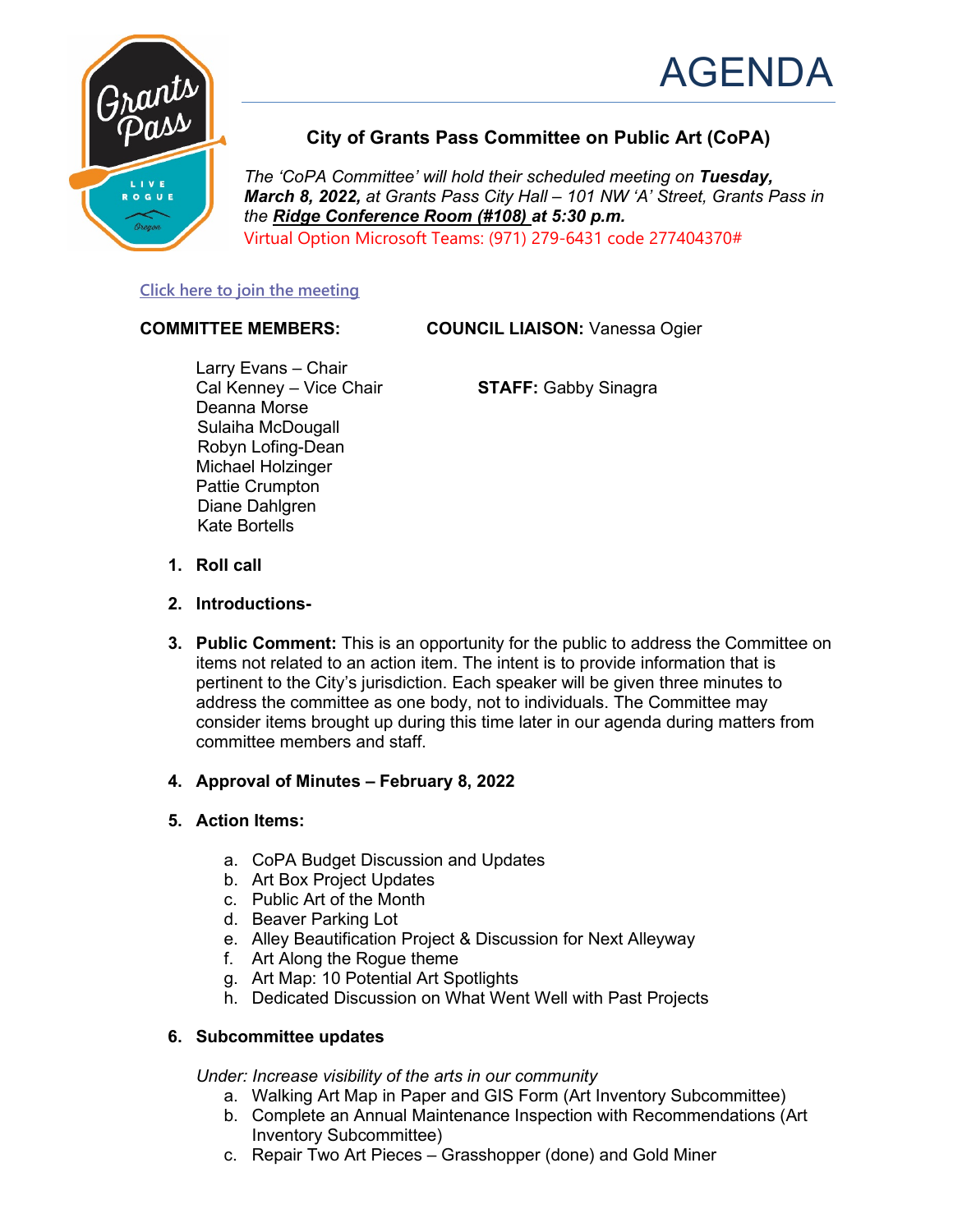# AGENDA

## City of Grants Pass Committee on Public Art (CoPA)

*The 'CoPA Committee' will hold their scheduled meeting on **Tuesday, March 8, 2022,** at Grants Pass City Hall – 101 NW 'A' Street, Grants Pass in the **Ridge Conference Room (#108) at 5:30 p.m.***

Virtual Option Microsoft Teams: (971) 279-6431 code 277404370#

Click here to join the meeting

**COMMITTEE MEMBERS:**

Larry Evans – Chair
Cal Kenney – Vice Chair
Deanna Morse
Sulaiha McDougall
Robyn Lofing-Dean
Michael Holzinger
Pattie Crumpton
Diane Dahlgren
Kate Bortells

**COUNCIL LIAISON:** Vanessa Ogier

**STAFF:** Gabby Sinagra

1. **Roll call**

2. **Introductions-**

3. **Public Comment:** This is an opportunity for the public to address the Committee on items not related to an action item. The intent is to provide information that is pertinent to the City's jurisdiction. Each speaker will be given three minutes to address the committee as one body, not to individuals. The Committee may consider items brought up during this time later in our agenda during matters from committee members and staff.

4. **Approval of Minutes – February 8, 2022**

5. **Action Items:**

   a. CoPA Budget Discussion and Updates
   b. Art Box Project Updates
   c. Public Art of the Month
   d. Beaver Parking Lot
   e. Alley Beautification Project & Discussion for Next Alleyway
   f. Art Along the Rogue theme
   g. Art Map: 10 Potential Art Spotlights
   h. Dedicated Discussion on What Went Well with Past Projects

6. **Subcommittee updates**

   *Under: Increase visibility of the arts in our community*

   a. Walking Art Map in Paper and GIS Form (Art Inventory Subcommittee)
   b. Complete an Annual Maintenance Inspection with Recommendations (Art Inventory Subcommittee)
   c. Repair Two Art Pieces – Grasshopper (done) and Gold Miner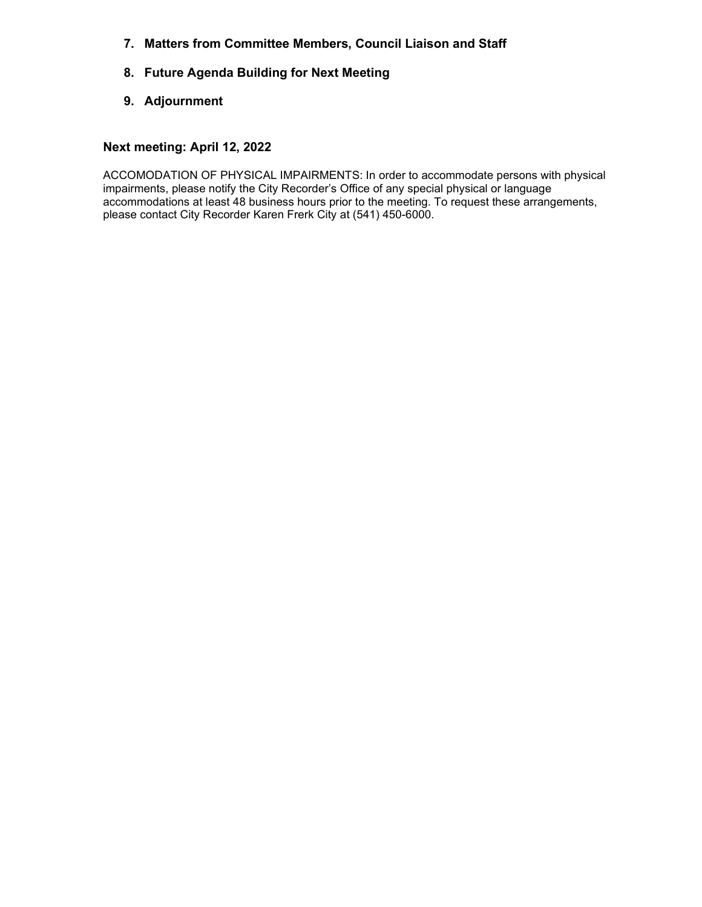7. **Matters from Committee Members, Council Liaison and Staff**

8. **Future Agenda Building for Next Meeting**

9. **Adjournment**

### Next meeting: April 12, 2022

ACCOMODATION OF PHYSICAL IMPAIRMENTS: In order to accommodate persons with physical impairments, please notify the City Recorder's Office of any special physical or language accommodations at least 48 business hours prior to the meeting. To request these arrangements, please contact City Recorder Karen Frerk City at (541) 450-6000.